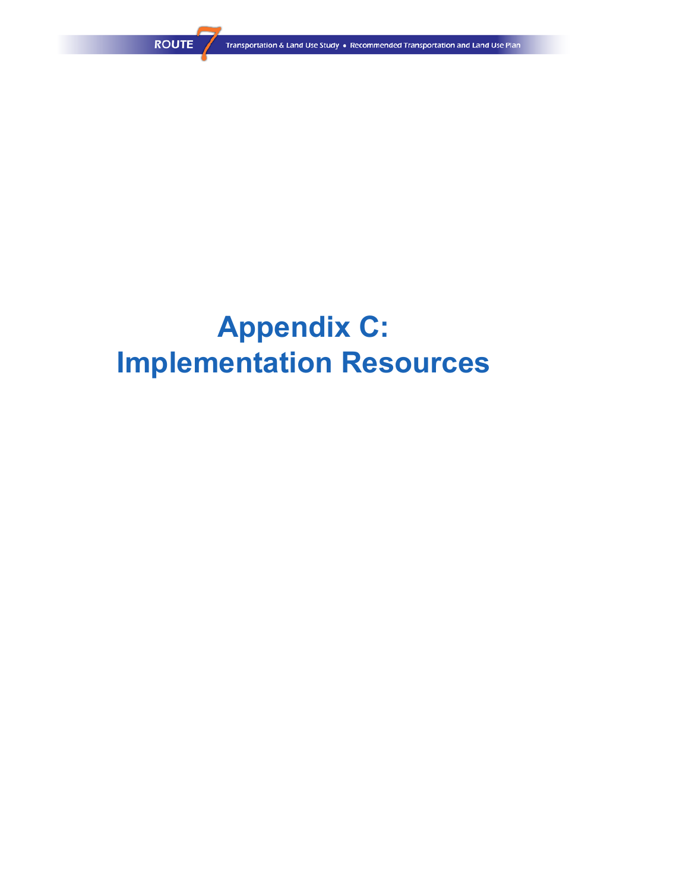# Appendix C: Implementation Resources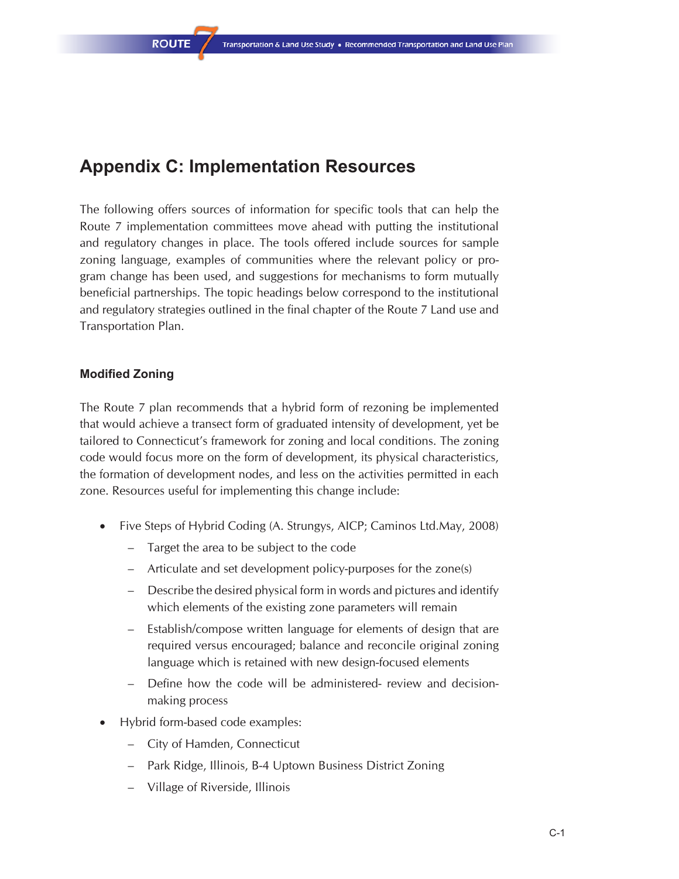# Appendix C: Implementation Resources

The following offers sources of information for specific tools that can help the Route 7 implementation committees move ahead with putting the institutional and regulatory changes in place. The tools offered include sources for sample zoning language, examples of communities where the relevant policy or program change has been used, and suggestions for mechanisms to form mutually beneficial partnerships. The topic headings below correspond to the institutional and regulatory strategies outlined in the final chapter of the Route 7 Land use and Transportation Plan.

### Modified Zoning

The Route 7 plan recommends that a hybrid form of rezoning be implemented that would achieve a transect form of graduated intensity of development, yet be tailored to Connecticut's framework for zoning and local conditions. The zoning code would focus more on the form of development, its physical characteristics, the formation of development nodes, and less on the activities permitted in each zone. Resources useful for implementing this change include:

- Five Steps of Hybrid Coding (A. Strungys, AICP; Caminos Ltd.May, 2008)
  - Target the area to be subject to the code
  - Articulate and set development policy-purposes for the zone(s)
  - Describe the desired physical form in words and pictures and identify which elements of the existing zone parameters will remain
  - Establish/compose written language for elements of design that are required versus encouraged; balance and reconcile original zoning language which is retained with new design-focused elements
  - Define how the code will be administered- review and decision-making process
- Hybrid form-based code examples:
  - City of Hamden, Connecticut
  - Park Ridge, Illinois, B-4 Uptown Business District Zoning
  - Village of Riverside, Illinois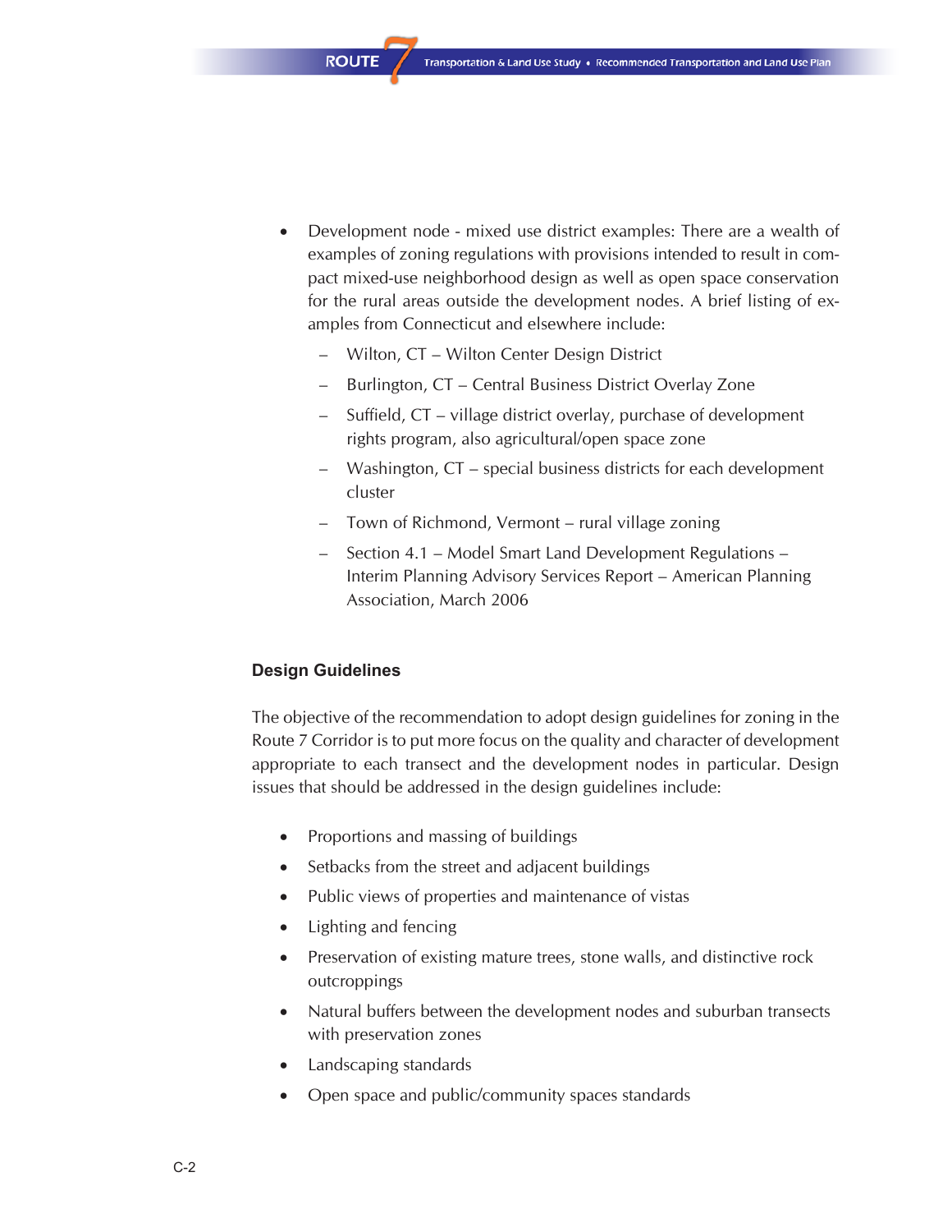- Development node - mixed use district examples: There are a wealth of examples of zoning regulations with provisions intended to result in compact mixed-use neighborhood design as well as open space conservation for the rural areas outside the development nodes. A brief listing of examples from Connecticut and elsewhere include:
  - Wilton, CT – Wilton Center Design District
  - Burlington, CT – Central Business District Overlay Zone
  - Suffield, CT – village district overlay, purchase of development rights program, also agricultural/open space zone
  - Washington, CT – special business districts for each development cluster
  - Town of Richmond, Vermont – rural village zoning
  - Section 4.1 – Model Smart Land Development Regulations – Interim Planning Advisory Services Report – American Planning Association, March 2006

### Design Guidelines

The objective of the recommendation to adopt design guidelines for zoning in the Route 7 Corridor is to put more focus on the quality and character of development appropriate to each transect and the development nodes in particular. Design issues that should be addressed in the design guidelines include:

- Proportions and massing of buildings
- Setbacks from the street and adjacent buildings
- Public views of properties and maintenance of vistas
- Lighting and fencing
- Preservation of existing mature trees, stone walls, and distinctive rock outcroppings
- Natural buffers between the development nodes and suburban transects with preservation zones
- Landscaping standards
- Open space and public/community spaces standards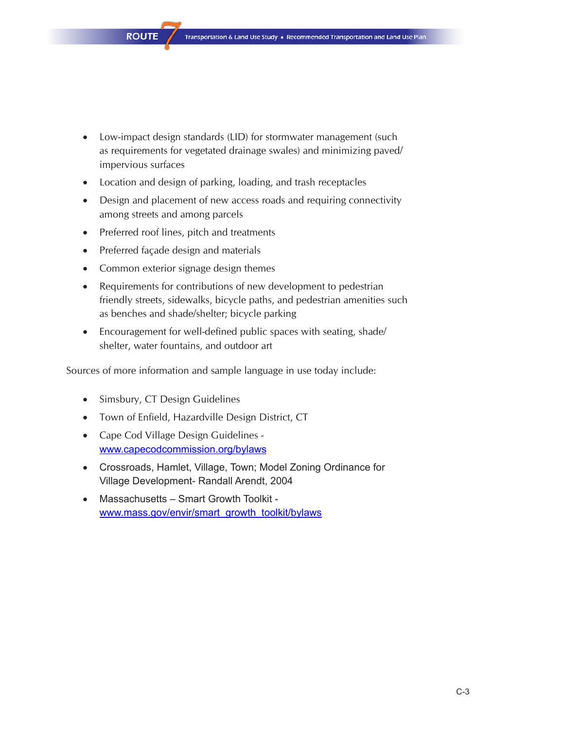- Low-impact design standards (LID) for stormwater management (such as requirements for vegetated drainage swales) and minimizing paved/ impervious surfaces
- Location and design of parking, loading, and trash receptacles
- Design and placement of new access roads and requiring connectivity among streets and among parcels
- Preferred roof lines, pitch and treatments
- Preferred façade design and materials
- Common exterior signage design themes
- Requirements for contributions of new development to pedestrian friendly streets, sidewalks, bicycle paths, and pedestrian amenities such as benches and shade/shelter; bicycle parking
- Encouragement for well-defined public spaces with seating, shade/ shelter, water fountains, and outdoor art

Sources of more information and sample language in use today include:

- Simsbury, CT Design Guidelines
- Town of Enfield, Hazardville Design District, CT
- Cape Cod Village Design Guidelines - [www.capecodcommission.org/bylaws](www.capecodcommission.org/bylaws)
- Crossroads, Hamlet, Village, Town; Model Zoning Ordinance for Village Development- Randall Arendt, 2004
- Massachusetts – Smart Growth Toolkit - [www.mass.gov/envir/smart_growth_toolkit/bylaws](www.mass.gov/envir/smart_growth_toolkit/bylaws)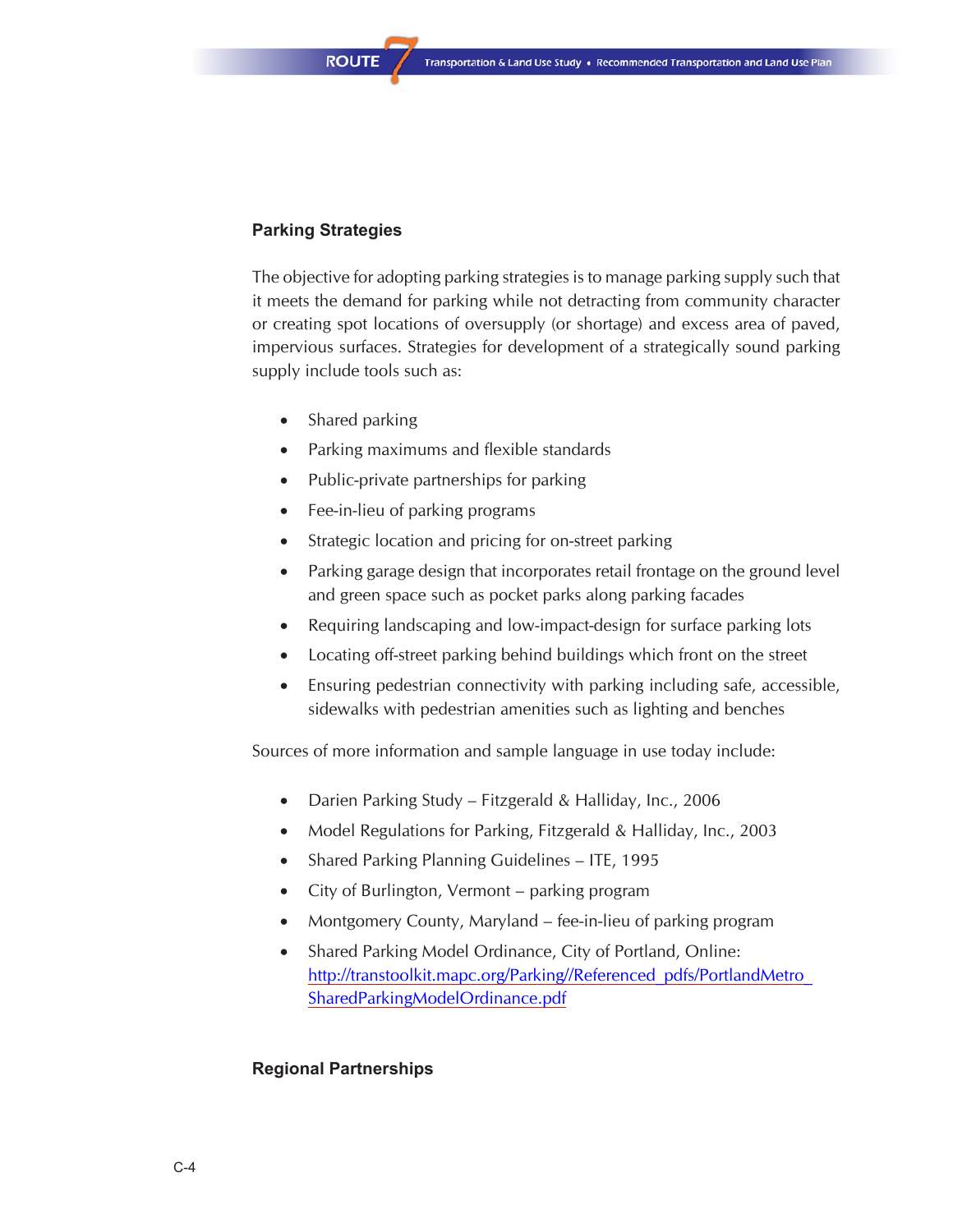## Parking Strategies

The objective for adopting parking strategies is to manage parking supply such that it meets the demand for parking while not detracting from community character or creating spot locations of oversupply (or shortage) and excess area of paved, impervious surfaces. Strategies for development of a strategically sound parking supply include tools such as:

- Shared parking
- Parking maximums and flexible standards
- Public-private partnerships for parking
- Fee-in-lieu of parking programs
- Strategic location and pricing for on-street parking
- Parking garage design that incorporates retail frontage on the ground level and green space such as pocket parks along parking facades
- Requiring landscaping and low-impact-design for surface parking lots
- Locating off-street parking behind buildings which front on the street
- Ensuring pedestrian connectivity with parking including safe, accessible, sidewalks with pedestrian amenities such as lighting and benches

Sources of more information and sample language in use today include:

- Darien Parking Study – Fitzgerald & Halliday, Inc., 2006
- Model Regulations for Parking, Fitzgerald & Halliday, Inc., 2003
- Shared Parking Planning Guidelines – ITE, 1995
- City of Burlington, Vermont – parking program
- Montgomery County, Maryland – fee-in-lieu of parking program
- Shared Parking Model Ordinance, City of Portland, Online: http://transtoolkit.mapc.org/Parking//Referenced_pdfs/PortlandMetro_SharedParkingModelOrdinance.pdf

## Regional Partnerships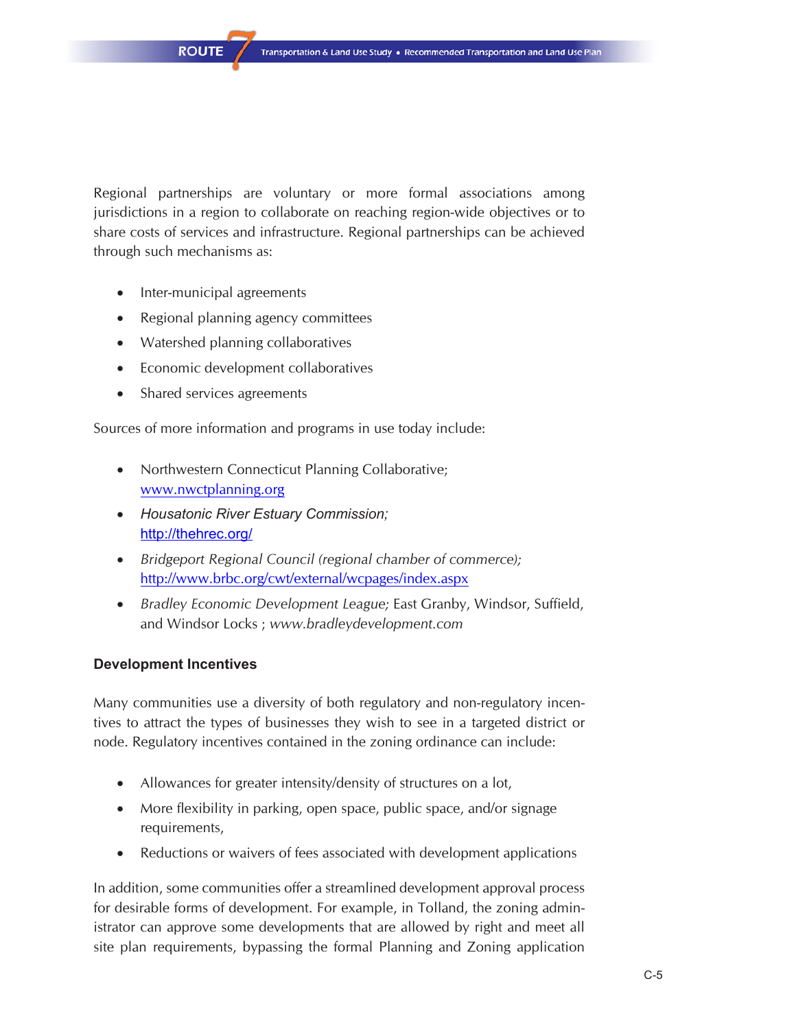Regional partnerships are voluntary or more formal associations among jurisdictions in a region to collaborate on reaching region-wide objectives or to share costs of services and infrastructure. Regional partnerships can be achieved through such mechanisms as:

- Inter-municipal agreements
- Regional planning agency committees
- Watershed planning collaboratives
- Economic development collaboratives
- Shared services agreements

Sources of more information and programs in use today include:

- Northwestern Connecticut Planning Collaborative; www.nwctplanning.org
- *Housatonic River Estuary Commission;* http://thehrec.org/
- *Bridgeport Regional Council (regional chamber of commerce);* http://www.brbc.org/cwt/external/wcpages/index.aspx
- *Bradley Economic Development League;* East Granby, Windsor, Suffield, and Windsor Locks ; *www.bradleydevelopment.com*

### Development Incentives

Many communities use a diversity of both regulatory and non-regulatory incentives to attract the types of businesses they wish to see in a targeted district or node. Regulatory incentives contained in the zoning ordinance can include:

- Allowances for greater intensity/density of structures on a lot,
- More flexibility in parking, open space, public space, and/or signage requirements,
- Reductions or waivers of fees associated with development applications

In addition, some communities offer a streamlined development approval process for desirable forms of development. For example, in Tolland, the zoning administrator can approve some developments that are allowed by right and meet all site plan requirements, bypassing the formal Planning and Zoning application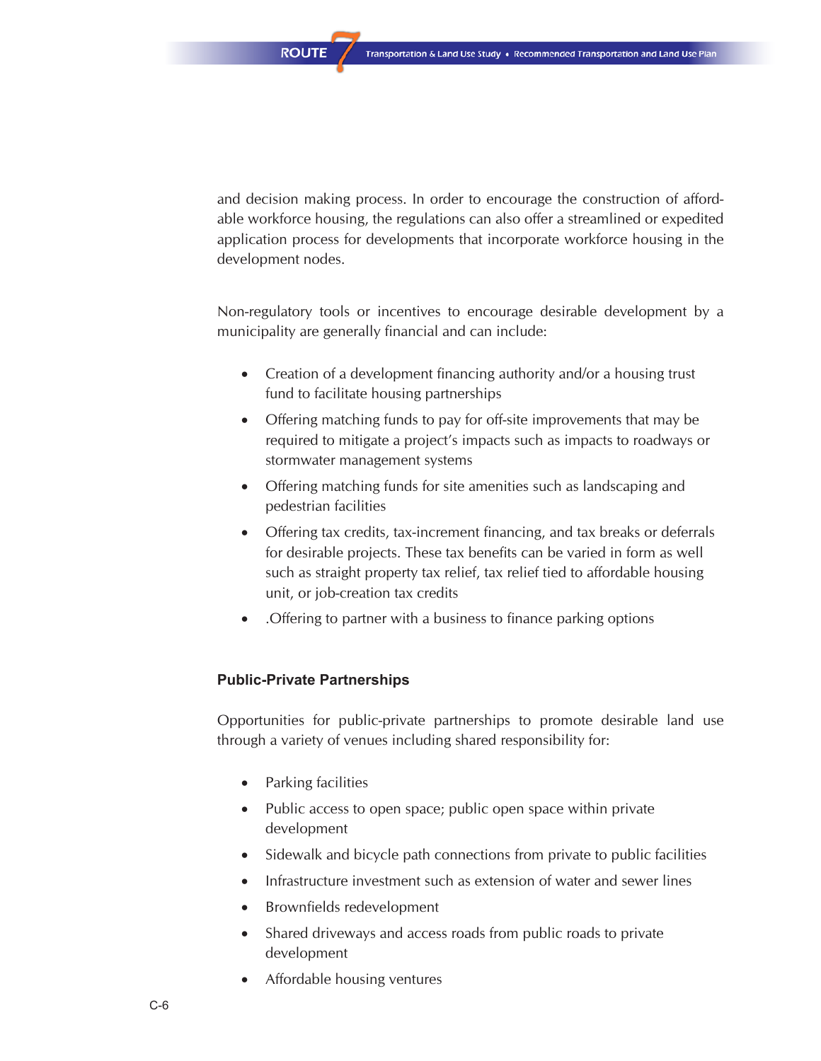and decision making process. In order to encourage the construction of affordable workforce housing, the regulations can also offer a streamlined or expedited application process for developments that incorporate workforce housing in the development nodes.

Non-regulatory tools or incentives to encourage desirable development by a municipality are generally financial and can include:

- Creation of a development financing authority and/or a housing trust fund to facilitate housing partnerships
- Offering matching funds to pay for off-site improvements that may be required to mitigate a project's impacts such as impacts to roadways or stormwater management systems
- Offering matching funds for site amenities such as landscaping and pedestrian facilities
- Offering tax credits, tax-increment financing, and tax breaks or deferrals for desirable projects. These tax benefits can be varied in form as well such as straight property tax relief, tax relief tied to affordable housing unit, or job-creation tax credits
- .Offering to partner with a business to finance parking options

### Public-Private Partnerships

Opportunities for public-private partnerships to promote desirable land use through a variety of venues including shared responsibility for:

- Parking facilities
- Public access to open space; public open space within private development
- Sidewalk and bicycle path connections from private to public facilities
- Infrastructure investment such as extension of water and sewer lines
- Brownfields redevelopment
- Shared driveways and access roads from public roads to private development
- Affordable housing ventures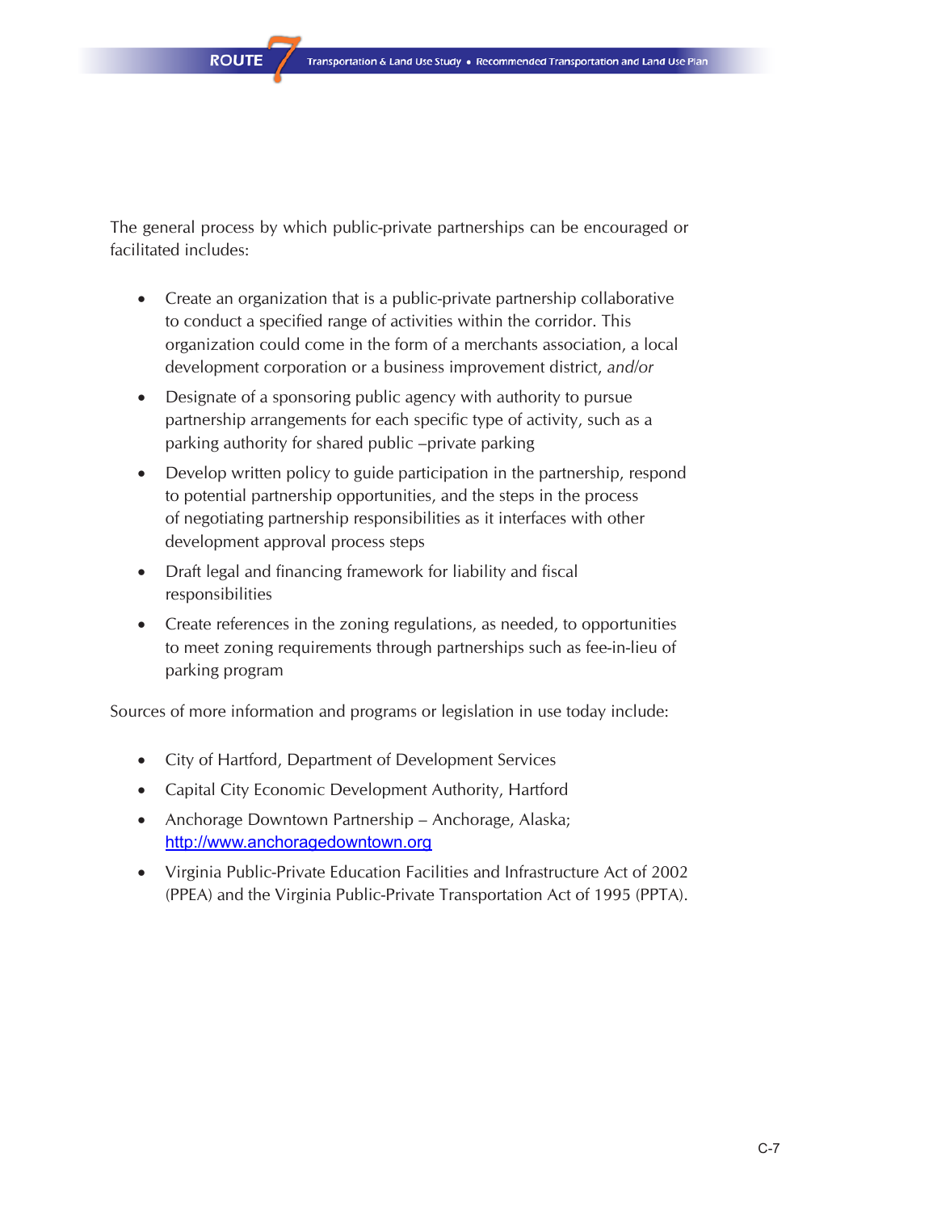The general process by which public-private partnerships can be encouraged or facilitated includes:

- Create an organization that is a public-private partnership collaborative to conduct a specified range of activities within the corridor. This organization could come in the form of a merchants association, a local development corporation or a business improvement district, *and/or*
- Designate of a sponsoring public agency with authority to pursue partnership arrangements for each specific type of activity, such as a parking authority for shared public –private parking
- Develop written policy to guide participation in the partnership, respond to potential partnership opportunities, and the steps in the process of negotiating partnership responsibilities as it interfaces with other development approval process steps
- Draft legal and financing framework for liability and fiscal responsibilities
- Create references in the zoning regulations, as needed, to opportunities to meet zoning requirements through partnerships such as fee-in-lieu of parking program

Sources of more information and programs or legislation in use today include:

- City of Hartford, Department of Development Services
- Capital City Economic Development Authority, Hartford
- Anchorage Downtown Partnership – Anchorage, Alaska; [http://www.anchoragedowntown.org](http://www.anchoragedowntown.org)
- Virginia Public-Private Education Facilities and Infrastructure Act of 2002 (PPEA) and the Virginia Public-Private Transportation Act of 1995 (PPTA).